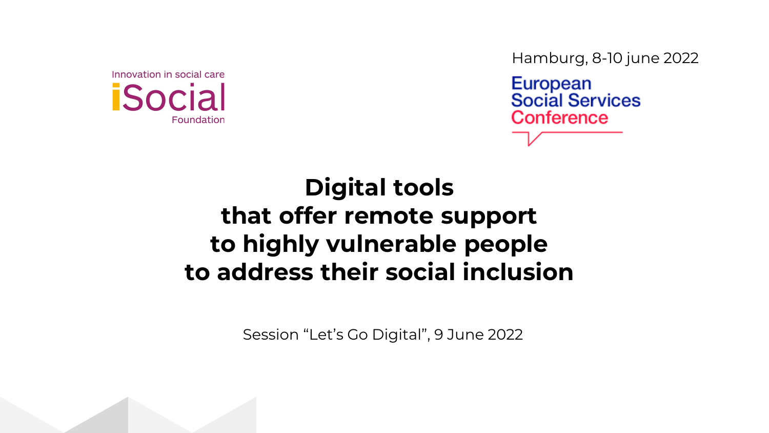Innovation in social care

iSocial

Foundation

Hamburg, 8-10 june 2022

European Social Services Conference

# Digital tools that offer remote support to highly vulnerable people to address their social inclusion

Session “Let’s Go Digital”, 9 June 2022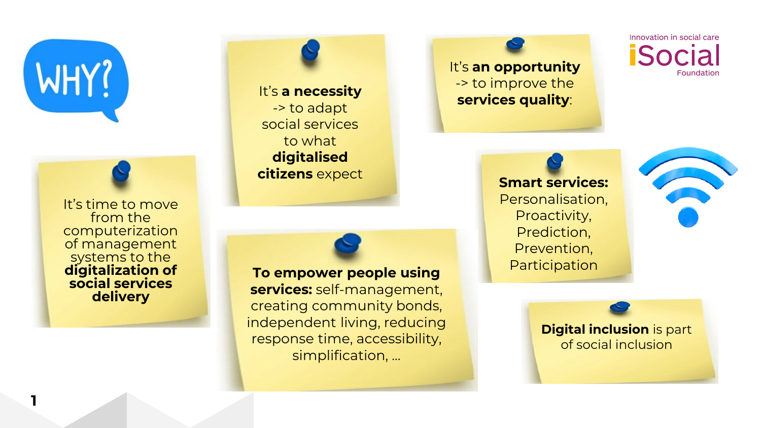# WHY?

It's time to move from the computerization of management systems to the **digitalization of social services delivery**

It's **a necessity** -> to adapt social services to what **digitalised citizens** expect

It's **an opportunity** -> to improve the **services quality**:

**Smart services:** Personalisation, Proactivity, Prediction, Prevention, Participation

**To empower people using services:** self-management, creating community bonds, independent living, reducing response time, accessibility, simplification, ...

**Digital inclusion** is part of social inclusion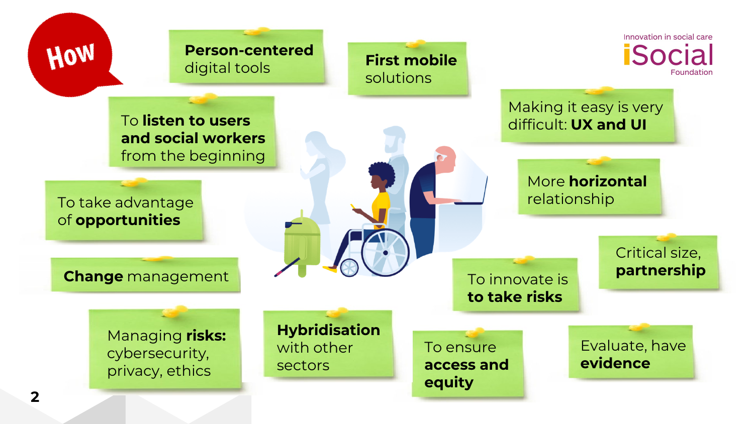# How

Innovation in social care **iSocial** Foundation

- **Person-centered** digital tools
- **First mobile** solutions
- To **listen to users and social workers** from the beginning
- Making it easy is very difficult: **UX and UI**
- To take advantage of **opportunities**
- More **horizontal** relationship
- **Change** management
- Critical size, **partnership**
- To innovate is **to take risks**
- Managing **risks:** cybersecurity, privacy, ethics
- **Hybridisation** with other sectors
- To ensure **access and equity**
- Evaluate, have **evidence**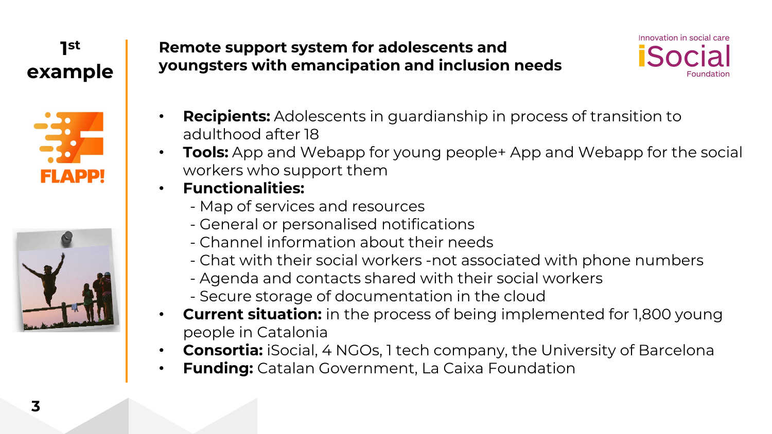# 1st example

## Remote support system for adolescents and youngsters with emancipation and inclusion needs

Innovation in social care
iSocial
Foundation

FLAPP!

- **Recipients:** Adolescents in guardianship in process of transition to adulthood after 18
- **Tools:** App and Webapp for young people+ App and Webapp for the social workers who support them
- **Functionalities:**
  - Map of services and resources
  - General or personalised notifications
  - Channel information about their needs
  - Chat with their social workers -not associated with phone numbers
  - Agenda and contacts shared with their social workers
  - Secure storage of documentation in the cloud
- **Current situation:** in the process of being implemented for 1,800 young people in Catalonia
- **Consortia:** iSocial, 4 NGOs, 1 tech company, the University of Barcelona
- **Funding:** Catalan Government, La Caixa Foundation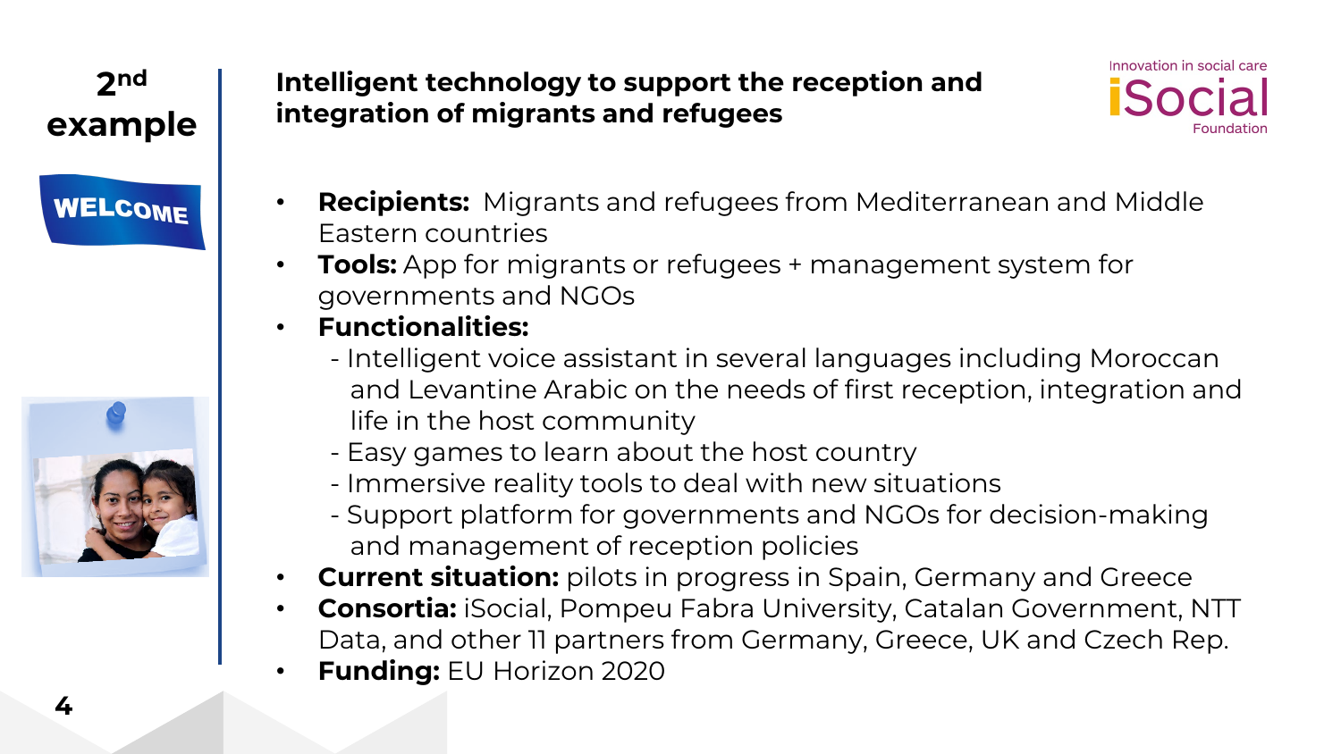## 2nd example

**WELCOME**

### Intelligent technology to support the reception and integration of migrants and refugees

Innovation in social care iSocial Foundation

- **Recipients:** Migrants and refugees from Mediterranean and Middle Eastern countries
- **Tools:** App for migrants or refugees + management system for governments and NGOs
- **Functionalities:**
  - Intelligent voice assistant in several languages including Moroccan and Levantine Arabic on the needs of first reception, integration and life in the host community
  - Easy games to learn about the host country
  - Immersive reality tools to deal with new situations
  - Support platform for governments and NGOs for decision-making and management of reception policies
- **Current situation:** pilots in progress in Spain, Germany and Greece
- **Consortia:** iSocial, Pompeu Fabra University, Catalan Government, NTT Data, and other 11 partners from Germany, Greece, UK and Czech Rep.
- **Funding:** EU Horizon 2020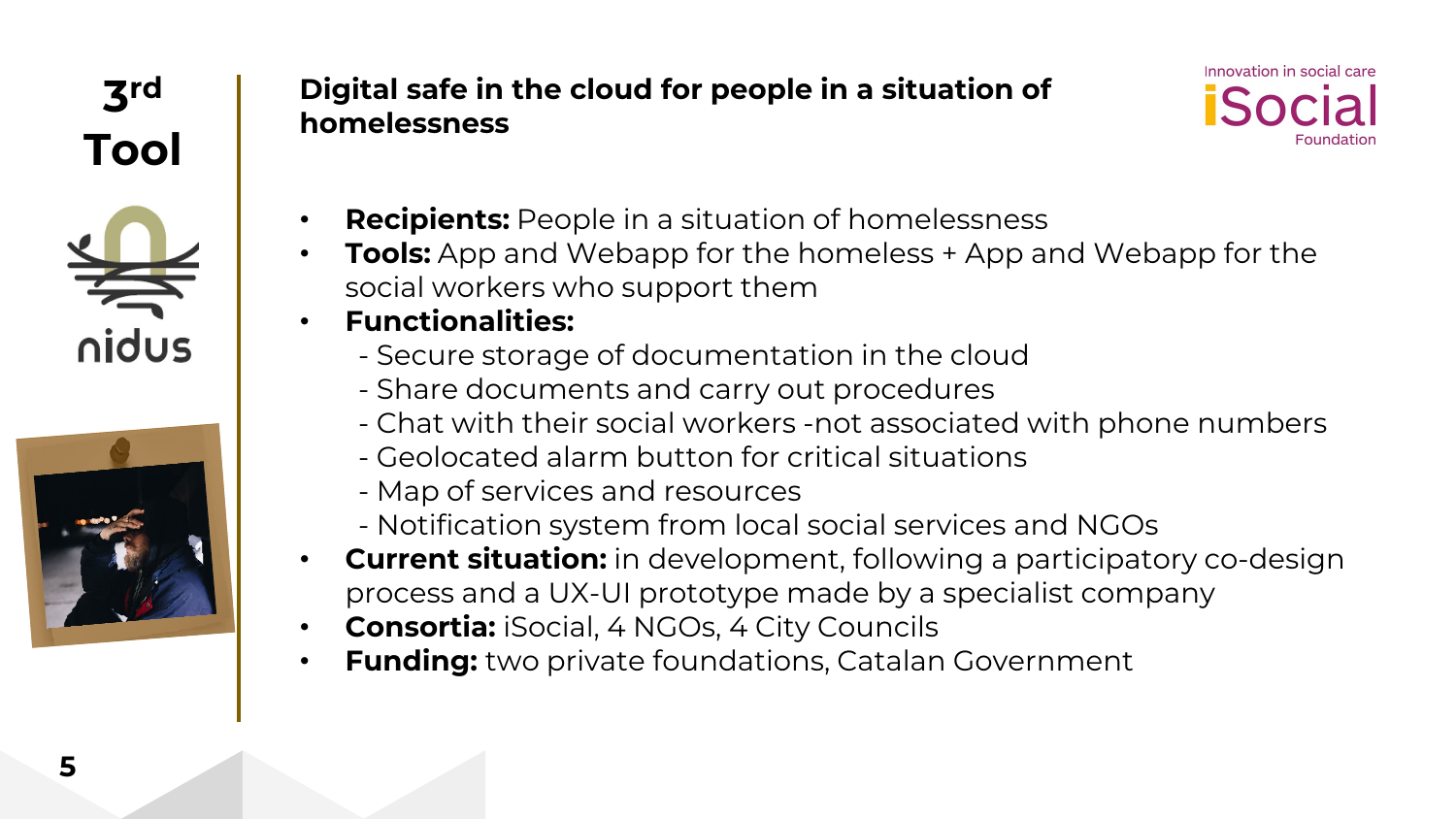# 3rd Tool

nidus

## Digital safe in the cloud for people in a situation of homelessness

Innovation in social care iSocial Foundation

- **Recipients:** People in a situation of homelessness
- **Tools:** App and Webapp for the homeless + App and Webapp for the social workers who support them
- **Functionalities:**
  - Secure storage of documentation in the cloud
  - Share documents and carry out procedures
  - Chat with their social workers -not associated with phone numbers
  - Geolocated alarm button for critical situations
  - Map of services and resources
  - Notification system from local social services and NGOs
- **Current situation:** in development, following a participatory co-design process and a UX-UI prototype made by a specialist company
- **Consortia:** iSocial, 4 NGOs, 4 City Councils
- **Funding:** two private foundations, Catalan Government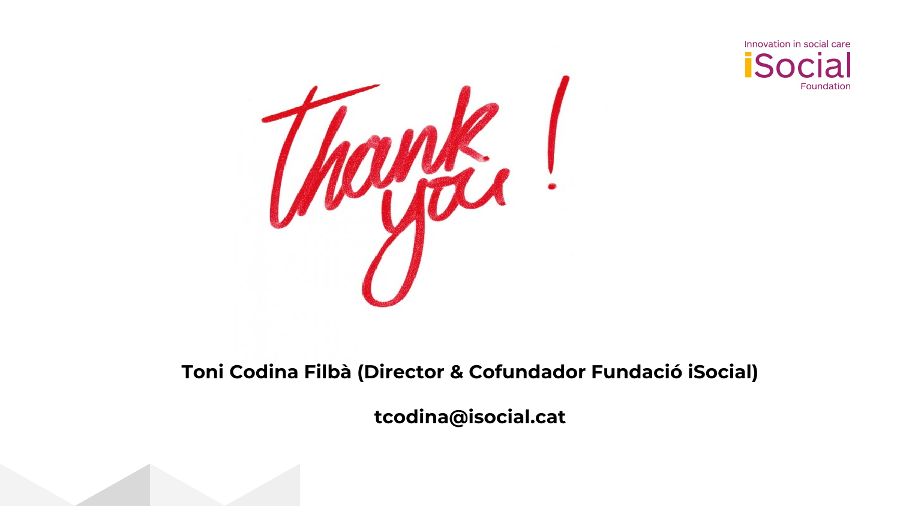Innovation in social care
iSocial
Foundation

thank you!

**Toni Codina Filbà (Director & Cofundador Fundació iSocial)**

**tcodina@isocial.cat**